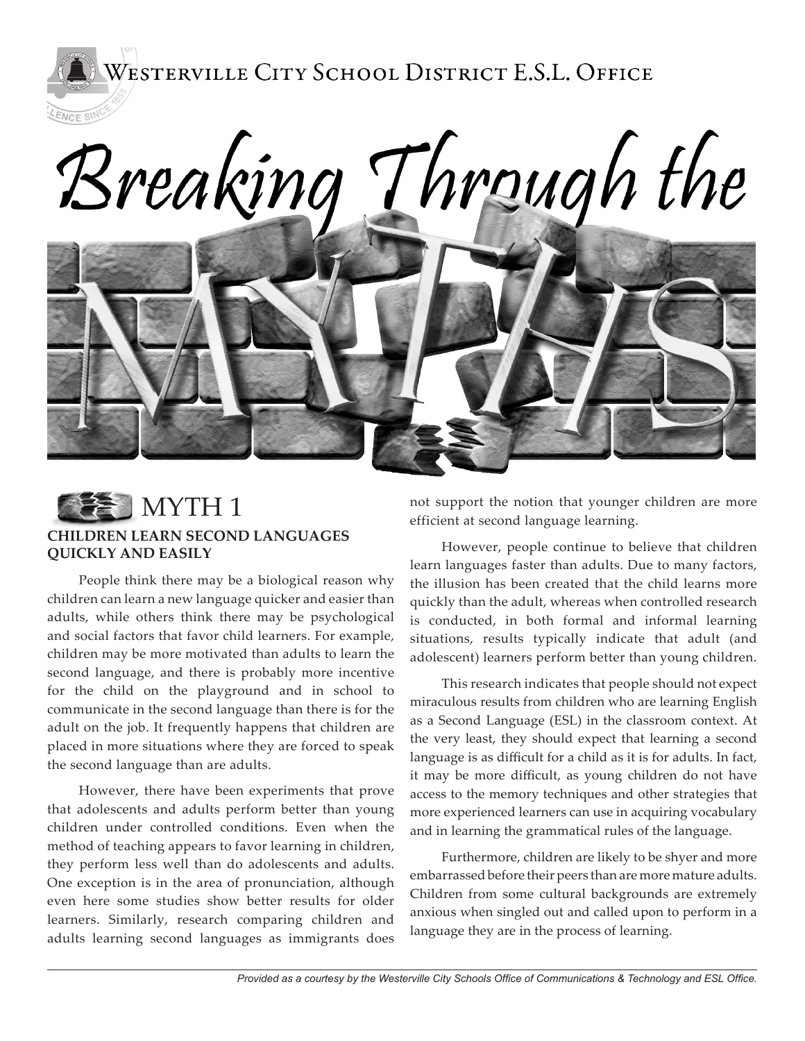Westerville City School District E.S.L. Office

# Breaking Through the MYTHS

## MYTH 1

### CHILDREN LEARN SECOND LANGUAGES QUICKLY AND EASILY

People think there may be a biological reason why children can learn a new language quicker and easier than adults, while others think there may be psychological and social factors that favor child learners. For example, children may be more motivated than adults to learn the second language, and there is probably more incentive for the child on the playground and in school to communicate in the second language than there is for the adult on the job. It frequently happens that children are placed in more situations where they are forced to speak the second language than are adults.

However, there have been experiments that prove that adolescents and adults perform better than young children under controlled conditions. Even when the method of teaching appears to favor learning in children, they perform less well than do adolescents and adults. One exception is in the area of pronunciation, although even here some studies show better results for older learners. Similarly, research comparing children and adults learning second languages as immigrants does not support the notion that younger children are more efficient at second language learning.

However, people continue to believe that children learn languages faster than adults. Due to many factors, the illusion has been created that the child learns more quickly than the adult, whereas when controlled research is conducted, in both formal and informal learning situations, results typically indicate that adult (and adolescent) learners perform better than young children.

This research indicates that people should not expect miraculous results from children who are learning English as a Second Language (ESL) in the classroom context. At the very least, they should expect that learning a second language is as difficult for a child as it is for adults. In fact, it may be more difficult, as young children do not have access to the memory techniques and other strategies that more experienced learners can use in acquiring vocabulary and in learning the grammatical rules of the language.

Furthermore, children are likely to be shyer and more embarrassed before their peers than are more mature adults. Children from some cultural backgrounds are extremely anxious when singled out and called upon to perform in a language they are in the process of learning.

*Provided as a courtesy by the Westerville City Schools Office of Communications & Technology and ESL Office.*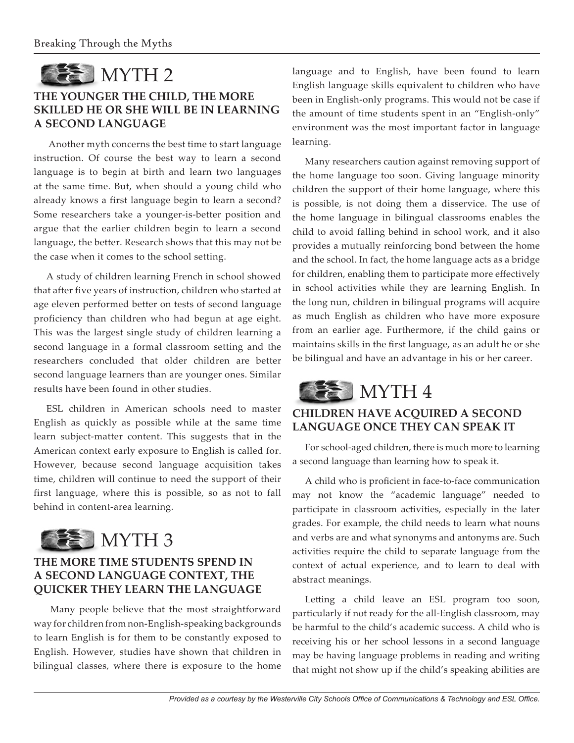## MYTH 2

### THE YOUNGER THE CHILD, THE MORE SKILLED HE OR SHE WILL BE IN LEARNING A SECOND LANGUAGE

Another myth concerns the best time to start language instruction. Of course the best way to learn a second language is to begin at birth and learn two languages at the same time. But, when should a young child who already knows a first language begin to learn a second? Some researchers take a younger-is-better position and argue that the earlier children begin to learn a second language, the better. Research shows that this may not be the case when it comes to the school setting.

A study of children learning French in school showed that after five years of instruction, children who started at age eleven performed better on tests of second language proficiency than children who had begun at age eight. This was the largest single study of children learning a second language in a formal classroom setting and the researchers concluded that older children are better second language learners than are younger ones. Similar results have been found in other studies.

ESL children in American schools need to master English as quickly as possible while at the same time learn subject-matter content. This suggests that in the American context early exposure to English is called for. However, because second language acquisition takes time, children will continue to need the support of their first language, where this is possible, so as not to fall behind in content-area learning.

## MYTH 3

### THE MORE TIME STUDENTS SPEND IN A SECOND LANGUAGE CONTEXT, THE QUICKER THEY LEARN THE LANGUAGE

Many people believe that the most straightforward way for children from non-English-speaking backgrounds to learn English is for them to be constantly exposed to English. However, studies have shown that children in bilingual classes, where there is exposure to the home language and to English, have been found to learn English language skills equivalent to children who have been in English-only programs. This would not be case if the amount of time students spent in an "English-only" environment was the most important factor in language learning.

Many researchers caution against removing support of the home language too soon. Giving language minority children the support of their home language, where this is possible, is not doing them a disservice. The use of the home language in bilingual classrooms enables the child to avoid falling behind in school work, and it also provides a mutually reinforcing bond between the home and the school. In fact, the home language acts as a bridge for children, enabling them to participate more effectively in school activities while they are learning English. In the long nun, children in bilingual programs will acquire as much English as children who have more exposure from an earlier age. Furthermore, if the child gains or maintains skills in the first language, as an adult he or she be bilingual and have an advantage in his or her career.

## MYTH 4

### CHILDREN HAVE ACQUIRED A SECOND LANGUAGE ONCE THEY CAN SPEAK IT

For school-aged children, there is much more to learning a second language than learning how to speak it.

A child who is proficient in face-to-face communication may not know the "academic language" needed to participate in classroom activities, especially in the later grades. For example, the child needs to learn what nouns and verbs are and what synonyms and antonyms are. Such activities require the child to separate language from the context of actual experience, and to learn to deal with abstract meanings.

Letting a child leave an ESL program too soon, particularly if not ready for the all-English classroom, may be harmful to the child's academic success. A child who is receiving his or her school lessons in a second language may be having language problems in reading and writing that might not show up if the child's speaking abilities are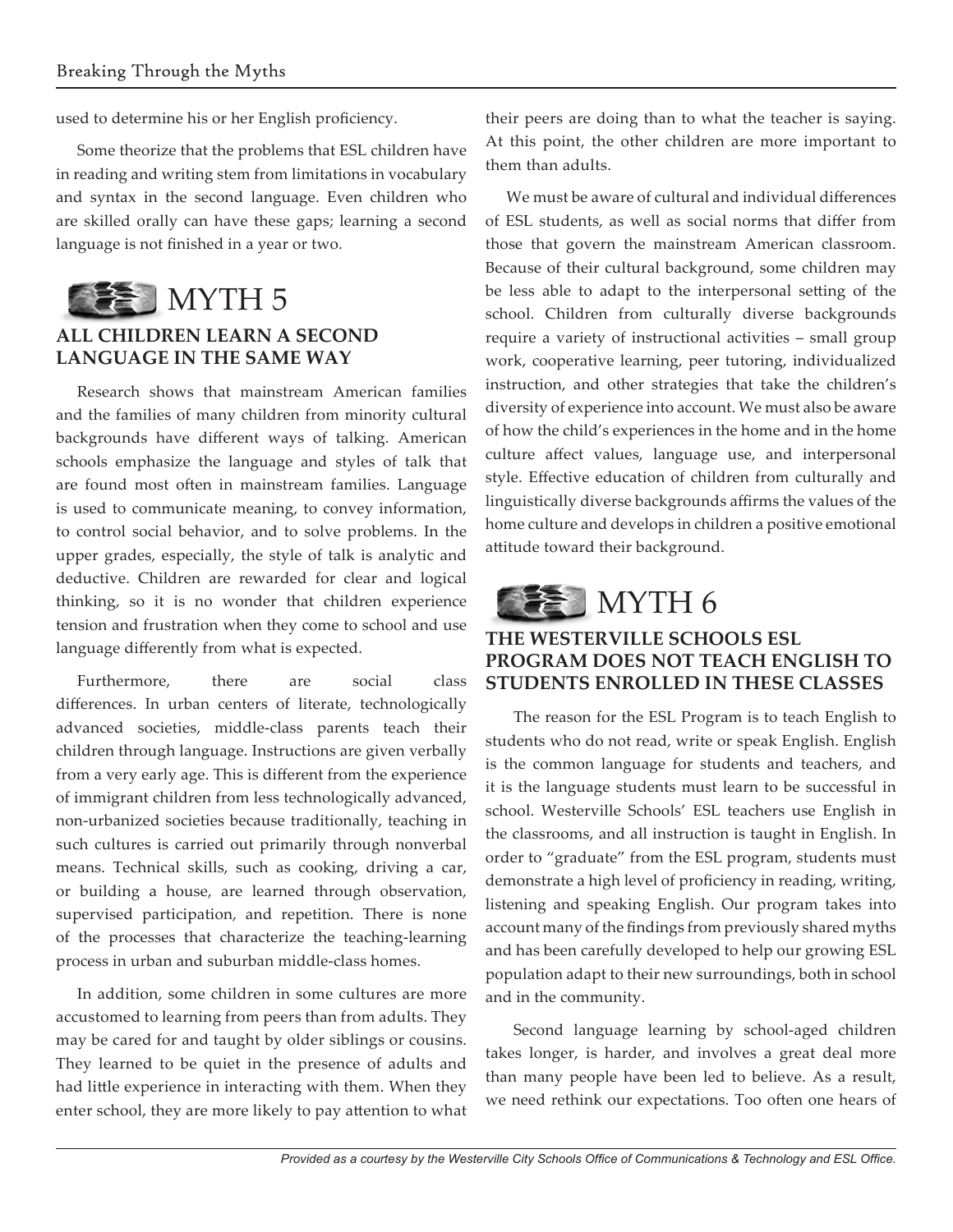used to determine his or her English proficiency.

Some theorize that the problems that ESL children have in reading and writing stem from limitations in vocabulary and syntax in the second language. Even children who are skilled orally can have these gaps; learning a second language is not finished in a year or two.

## MYTH 5

### ALL CHILDREN LEARN A SECOND LANGUAGE IN THE SAME WAY

Research shows that mainstream American families and the families of many children from minority cultural backgrounds have different ways of talking. American schools emphasize the language and styles of talk that are found most often in mainstream families. Language is used to communicate meaning, to convey information, to control social behavior, and to solve problems. In the upper grades, especially, the style of talk is analytic and deductive. Children are rewarded for clear and logical thinking, so it is no wonder that children experience tension and frustration when they come to school and use language differently from what is expected.

Furthermore, there are social class differences. In urban centers of literate, technologically advanced societies, middle-class parents teach their children through language. Instructions are given verbally from a very early age. This is different from the experience of immigrant children from less technologically advanced, non-urbanized societies because traditionally, teaching in such cultures is carried out primarily through nonverbal means. Technical skills, such as cooking, driving a car, or building a house, are learned through observation, supervised participation, and repetition. There is none of the processes that characterize the teaching-learning process in urban and suburban middle-class homes.

In addition, some children in some cultures are more accustomed to learning from peers than from adults. They may be cared for and taught by older siblings or cousins. They learned to be quiet in the presence of adults and had little experience in interacting with them. When they enter school, they are more likely to pay attention to what their peers are doing than to what the teacher is saying. At this point, the other children are more important to them than adults.

We must be aware of cultural and individual differences of ESL students, as well as social norms that differ from those that govern the mainstream American classroom. Because of their cultural background, some children may be less able to adapt to the interpersonal setting of the school. Children from culturally diverse backgrounds require a variety of instructional activities – small group work, cooperative learning, peer tutoring, individualized instruction, and other strategies that take the children's diversity of experience into account. We must also be aware of how the child's experiences in the home and in the home culture affect values, language use, and interpersonal style. Effective education of children from culturally and linguistically diverse backgrounds affirms the values of the home culture and develops in children a positive emotional attitude toward their background.

## MYTH 6

### THE WESTERVILLE SCHOOLS ESL PROGRAM DOES NOT TEACH ENGLISH TO STUDENTS ENROLLED IN THESE CLASSES

The reason for the ESL Program is to teach English to students who do not read, write or speak English. English is the common language for students and teachers, and it is the language students must learn to be successful in school. Westerville Schools' ESL teachers use English in the classrooms, and all instruction is taught in English. In order to "graduate" from the ESL program, students must demonstrate a high level of proficiency in reading, writing, listening and speaking English. Our program takes into account many of the findings from previously shared myths and has been carefully developed to help our growing ESL population adapt to their new surroundings, both in school and in the community.

Second language learning by school-aged children takes longer, is harder, and involves a great deal more than many people have been led to believe. As a result, we need rethink our expectations. Too often one hears of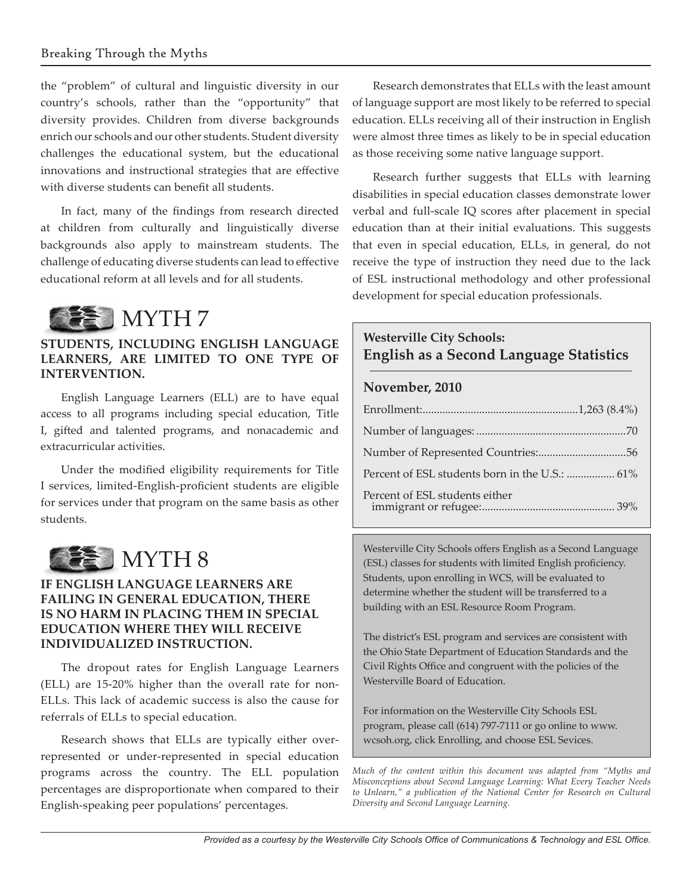the "problem" of cultural and linguistic diversity in our country's schools, rather than the "opportunity" that diversity provides. Children from diverse backgrounds enrich our schools and our other students. Student diversity challenges the educational system, but the educational innovations and instructional strategies that are effective with diverse students can benefit all students.

In fact, many of the findings from research directed at children from culturally and linguistically diverse backgrounds also apply to mainstream students. The challenge of educating diverse students can lead to effective educational reform at all levels and for all students.

## MYTH 7

**STUDENTS, INCLUDING ENGLISH LANGUAGE LEARNERS, ARE LIMITED TO ONE TYPE OF INTERVENTION.**

English Language Learners (ELL) are to have equal access to all programs including special education, Title I, gifted and talented programs, and nonacademic and extracurricular activities.

Under the modified eligibility requirements for Title I services, limited-English-proficient students are eligible for services under that program on the same basis as other students.

## MYTH 8

**IF ENGLISH LANGUAGE LEARNERS ARE FAILING IN GENERAL EDUCATION, THERE IS NO HARM IN PLACING THEM IN SPECIAL EDUCATION WHERE THEY WILL RECEIVE INDIVIDUALIZED INSTRUCTION.**

The dropout rates for English Language Learners (ELL) are 15-20% higher than the overall rate for non-ELLs. This lack of academic success is also the cause for referrals of ELLs to special education.

Research shows that ELLs are typically either over-represented or under-represented in special education programs across the country. The ELL population percentages are disproportionate when compared to their English-speaking peer populations' percentages.

Research demonstrates that ELLs with the least amount of language support are most likely to be referred to special education. ELLs receiving all of their instruction in English were almost three times as likely to be in special education as those receiving some native language support.

Research further suggests that ELLs with learning disabilities in special education classes demonstrate lower verbal and full-scale IQ scores after placement in special education than at their initial evaluations. This suggests that even in special education, ELLs, in general, do not receive the type of instruction they need due to the lack of ESL instructional methodology and other professional development for special education professionals.

### Westerville City Schools: English as a Second Language Statistics

**November, 2010**

Enrollment: 1,263 (8.4%)

Number of languages: 70

Number of Represented Countries: 56

Percent of ESL students born in the U.S.: 61%

Percent of ESL students either immigrant or refugee: 39%

Westerville City Schools offers English as a Second Language (ESL) classes for students with limited English proficiency. Students, upon enrolling in WCS, will be evaluated to determine whether the student will be transferred to a building with an ESL Resource Room Program.

The district's ESL program and services are consistent with the Ohio State Department of Education Standards and the Civil Rights Office and congruent with the policies of the Westerville Board of Education.

For information on the Westerville City Schools ESL program, please call (614) 797-7111 or go online to www.wcsoh.org, click Enrolling, and choose ESL Sevices.

*Much of the content within this document was adapted from "Myths and Misconceptions about Second Language Learning: What Every Teacher Needs to Unlearn," a publication of the National Center for Research on Cultural Diversity and Second Language Learning.*

*Provided as a courtesy by the Westerville City Schools Office of Communications & Technology and ESL Office.*